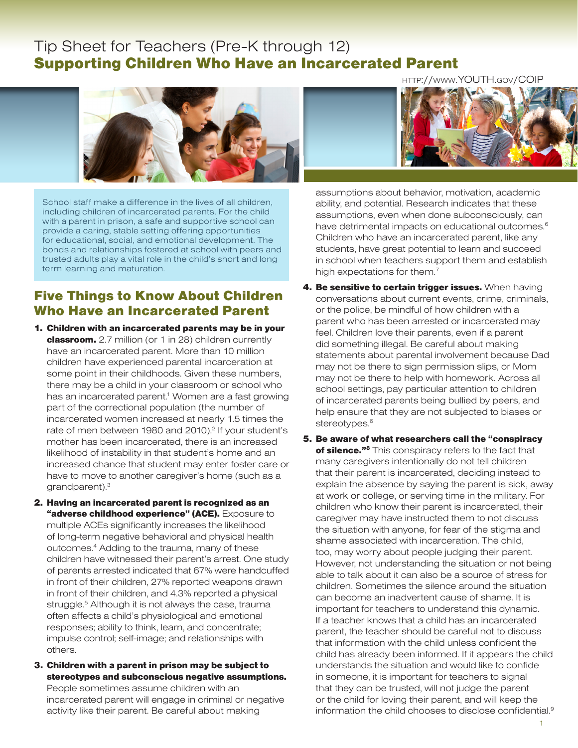# Tip Sheet for Teachers (Pre-K through 12)

## Supporting Children Who Have an Incarcerated Parent

http://www.YOUTH.gov/COIP

School staff make a difference in the lives of all children, including children of incarcerated parents. For the child with a parent in prison, a safe and supportive school can provide a caring, stable setting offering opportunities for educational, social, and emotional development. The bonds and relationships fostered at school with peers and trusted adults play a vital role in the child's short and long term learning and maturation.

## Five Things to Know About Children Who Have an Incarcerated Parent

1. **Children with an incarcerated parents may be in your classroom.** 2.7 million (or 1 in 28) children currently have an incarcerated parent. More than 10 million children have experienced parental incarceration at some point in their childhoods. Given these numbers, there may be a child in your classroom or school who has an incarcerated parent.[1] Women are a fast growing part of the correctional population (the number of incarcerated women increased at nearly 1.5 times the rate of men between 1980 and 2010).[2] If your student's mother has been incarcerated, there is an increased likelihood of instability in that student's home and an increased chance that student may enter foster care or have to move to another caregiver's home (such as a grandparent).[3]

2. **Having an incarcerated parent is recognized as an "adverse childhood experience" (ACE).** Exposure to multiple ACEs significantly increases the likelihood of long-term negative behavioral and physical health outcomes.[4] Adding to the trauma, many of these children have witnessed their parent's arrest. One study of parents arrested indicated that 67% were handcuffed in front of their children, 27% reported weapons drawn in front of their children, and 4.3% reported a physical struggle.[5] Although it is not always the case, trauma often affects a child's physiological and emotional responses; ability to think, learn, and concentrate; impulse control; self-image; and relationships with others.

3. **Children with a parent in prison may be subject to stereotypes and subconscious negative assumptions.** People sometimes assume children with an incarcerated parent will engage in criminal or negative activity like their parent. Be careful about making assumptions about behavior, motivation, academic ability, and potential. Research indicates that these assumptions, even when done subconsciously, can have detrimental impacts on educational outcomes.[6] Children who have an incarcerated parent, like any students, have great potential to learn and succeed in school when teachers support them and establish high expectations for them.[7]

4. **Be sensitive to certain trigger issues.** When having conversations about current events, crime, criminals, or the police, be mindful of how children with a parent who has been arrested or incarcerated may feel. Children love their parents, even if a parent did something illegal. Be careful about making statements about parental involvement because Dad may not be there to sign permission slips, or Mom may not be there to help with homework. Across all school settings, pay particular attention to children of incarcerated parents being bullied by peers, and help ensure that they are not subjected to biases or stereotypes.[6]

5. **Be aware of what researchers call the "conspiracy of silence."[8]** This conspiracy refers to the fact that many caregivers intentionally do not tell children that their parent is incarcerated, deciding instead to explain the absence by saying the parent is sick, away at work or college, or serving time in the military. For children who know their parent is incarcerated, their caregiver may have instructed them to not discuss the situation with anyone, for fear of the stigma and shame associated with incarceration. The child, too, may worry about people judging their parent. However, not understanding the situation or not being able to talk about it can also be a source of stress for children. Sometimes the silence around the situation can become an inadvertent cause of shame. It is important for teachers to understand this dynamic. If a teacher knows that a child has an incarcerated parent, the teacher should be careful not to discuss that information with the child unless confident the child has already been informed. If it appears the child understands the situation and would like to confide in someone, it is important for teachers to signal that they can be trusted, will not judge the parent or the child for loving their parent, and will keep the information the child chooses to disclose confidential.[9]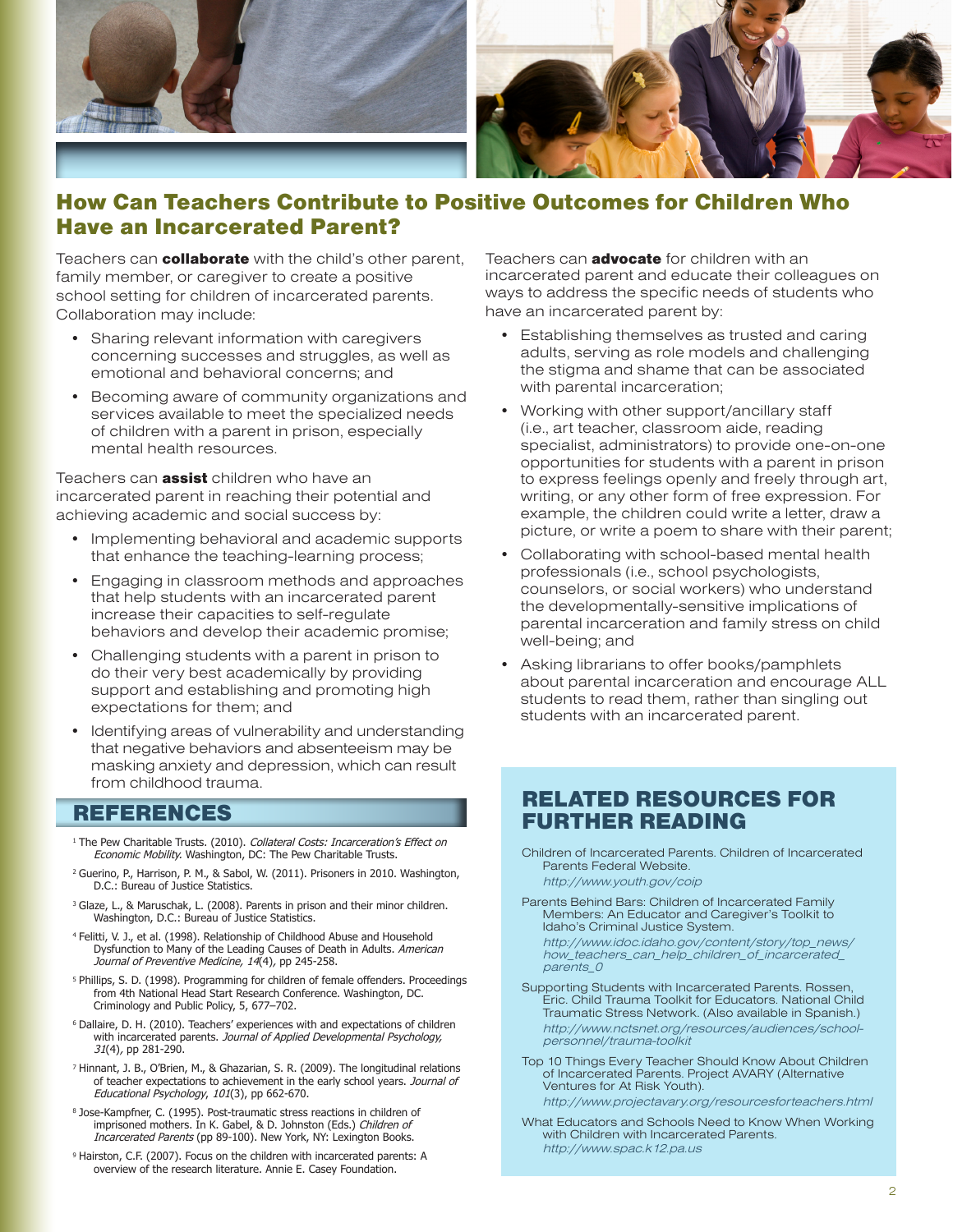## How Can Teachers Contribute to Positive Outcomes for Children Who Have an Incarcerated Parent?

Teachers can **collaborate** with the child's other parent, family member, or caregiver to create a positive school setting for children of incarcerated parents. Collaboration may include:

- Sharing relevant information with caregivers concerning successes and struggles, as well as emotional and behavioral concerns; and
- Becoming aware of community organizations and services available to meet the specialized needs of children with a parent in prison, especially mental health resources.

Teachers can **assist** children who have an incarcerated parent in reaching their potential and achieving academic and social success by:

- Implementing behavioral and academic supports that enhance the teaching-learning process;
- Engaging in classroom methods and approaches that help students with an incarcerated parent increase their capacities to self-regulate behaviors and develop their academic promise;
- Challenging students with a parent in prison to do their very best academically by providing support and establishing and promoting high expectations for them; and
- Identifying areas of vulnerability and understanding that negative behaviors and absenteeism may be masking anxiety and depression, which can result from childhood trauma.

Teachers can **advocate** for children with an incarcerated parent and educate their colleagues on ways to address the specific needs of students who have an incarcerated parent by:

- Establishing themselves as trusted and caring adults, serving as role models and challenging the stigma and shame that can be associated with parental incarceration;
- Working with other support/ancillary staff (i.e., art teacher, classroom aide, reading specialist, administrators) to provide one-on-one opportunities for students with a parent in prison to express feelings openly and freely through art, writing, or any other form of free expression. For example, the children could write a letter, draw a picture, or write a poem to share with their parent;
- Collaborating with school-based mental health professionals (i.e., school psychologists, counselors, or social workers) who understand the developmentally-sensitive implications of parental incarceration and family stress on child well-being; and
- Asking librarians to offer books/pamphlets about parental incarceration and encourage ALL students to read them, rather than singling out students with an incarcerated parent.

## REFERENCES

[1] The Pew Charitable Trusts. (2010). *Collateral Costs: Incarceration's Effect on Economic Mobility.* Washington, DC: The Pew Charitable Trusts.

[2] Guerino, P., Harrison, P. M., & Sabol, W. (2011). Prisoners in 2010. Washington, D.C.: Bureau of Justice Statistics.

[3] Glaze, L., & Maruschak, L. (2008). Parents in prison and their minor children. Washington, D.C.: Bureau of Justice Statistics.

[4] Felitti, V. J., et al. (1998). Relationship of Childhood Abuse and Household Dysfunction to Many of the Leading Causes of Death in Adults. *American Journal of Preventive Medicine, 14*(4), pp 245-258.

[5] Phillips, S. D. (1998). Programming for children of female offenders. Proceedings from 4th National Head Start Research Conference. Washington, DC. Criminology and Public Policy, 5, 677–702.

[6] Dallaire, D. H. (2010). Teachers' experiences with and expectations of children with incarcerated parents. *Journal of Applied Developmental Psychology, 31*(4), pp 281-290.

[7] Hinnant, J. B., O'Brien, M., & Ghazarian, S. R. (2009). The longitudinal relations of teacher expectations to achievement in the early school years. *Journal of Educational Psychology*, *101*(3), pp 662-670.

[8] Jose-Kampfner, C. (1995). Post-traumatic stress reactions in children of imprisoned mothers. In K. Gabel, & D. Johnston (Eds.) *Children of Incarcerated Parents* (pp 89-100). New York, NY: Lexington Books.

[9] Hairston, C.F. (2007). Focus on the children with incarcerated parents: A overview of the research literature. Annie E. Casey Foundation.

## RELATED RESOURCES FOR FURTHER READING

Children of Incarcerated Parents. Children of Incarcerated Parents Federal Website.
*http://www.youth.gov/coip*

Parents Behind Bars: Children of Incarcerated Family Members: An Educator and Caregiver's Toolkit to Idaho's Criminal Justice System.
*http://www.idoc.idaho.gov/content/story/top_news/how_teachers_can_help_children_of_incarcerated_parents_0*

Supporting Students with Incarcerated Parents. Rossen, Eric. Child Trauma Toolkit for Educators. National Child Traumatic Stress Network. (Also available in Spanish.)
*http://www.nctsnet.org/resources/audiences/school-personnel/trauma-toolkit*

Top 10 Things Every Teacher Should Know About Children of Incarcerated Parents. Project AVARY (Alternative Ventures for At Risk Youth).
*http://www.projectavary.org/resourcesforteachers.html*

What Educators and Schools Need to Know When Working with Children with Incarcerated Parents.
*http://www.spac.k12.pa.us*